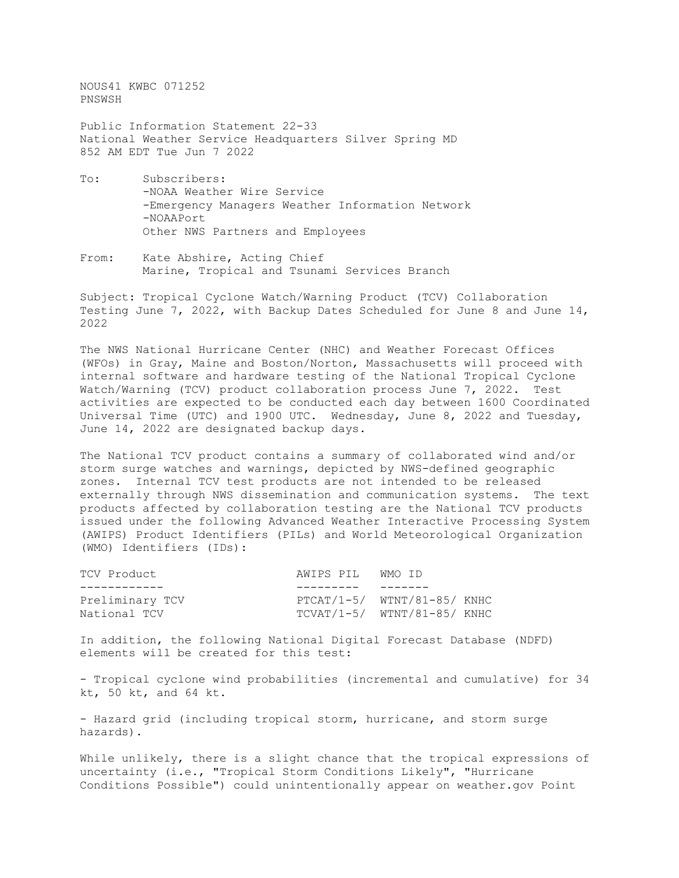NOUS41 KWBC 071252
PNSWSH

Public Information Statement 22-33
National Weather Service Headquarters Silver Spring MD
852 AM EDT Tue Jun 7 2022

To: Subscribers:
-NOAA Weather Wire Service
-Emergency Managers Weather Information Network
-NOAAPort
Other NWS Partners and Employees

From: Kate Abshire, Acting Chief
Marine, Tropical and Tsunami Services Branch

Subject: Tropical Cyclone Watch/Warning Product (TCV) Collaboration Testing June 7, 2022, with Backup Dates Scheduled for June 8 and June 14, 2022

The NWS National Hurricane Center (NHC) and Weather Forecast Offices (WFOs) in Gray, Maine and Boston/Norton, Massachusetts will proceed with internal software and hardware testing of the National Tropical Cyclone Watch/Warning (TCV) product collaboration process June 7, 2022. Test activities are expected to be conducted each day between 1600 Coordinated Universal Time (UTC) and 1900 UTC. Wednesday, June 8, 2022 and Tuesday, June 14, 2022 are designated backup days.

The National TCV product contains a summary of collaborated wind and/or storm surge watches and warnings, depicted by NWS-defined geographic zones. Internal TCV test products are not intended to be released externally through NWS dissemination and communication systems. The text products affected by collaboration testing are the National TCV products issued under the following Advanced Weather Interactive Processing System (AWIPS) Product Identifiers (PILs) and World Meteorological Organization (WMO) Identifiers (IDs):

| TCV Product | AWIPS PIL | WMO ID |
|---|---|---|
| Preliminary TCV | PTCAT/1-5/ | WTNT/81-85/ KNHC |
| National TCV | TCVAT/1-5/ | WTNT/81-85/ KNHC |

In addition, the following National Digital Forecast Database (NDFD) elements will be created for this test:

- Tropical cyclone wind probabilities (incremental and cumulative) for 34 kt, 50 kt, and 64 kt.

- Hazard grid (including tropical storm, hurricane, and storm surge hazards).

While unlikely, there is a slight chance that the tropical expressions of uncertainty (i.e., "Tropical Storm Conditions Likely", "Hurricane Conditions Possible") could unintentionally appear on weather.gov Point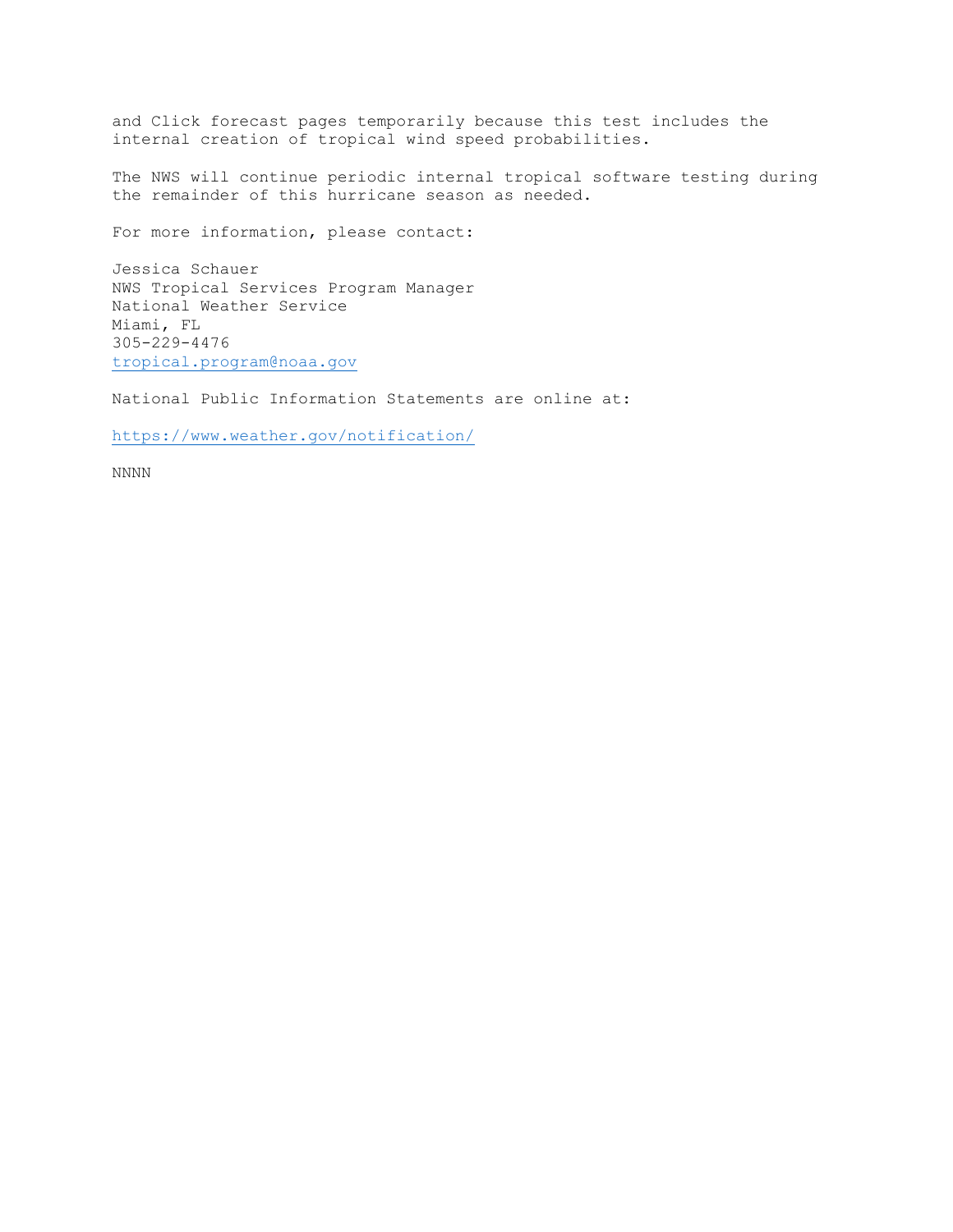and Click forecast pages temporarily because this test includes the internal creation of tropical wind speed probabilities.

The NWS will continue periodic internal tropical software testing during the remainder of this hurricane season as needed.

For more information, please contact:

Jessica Schauer
NWS Tropical Services Program Manager
National Weather Service
Miami, FL
305-229-4476
tropical.program@noaa.gov

National Public Information Statements are online at:

https://www.weather.gov/notification/

NNNN